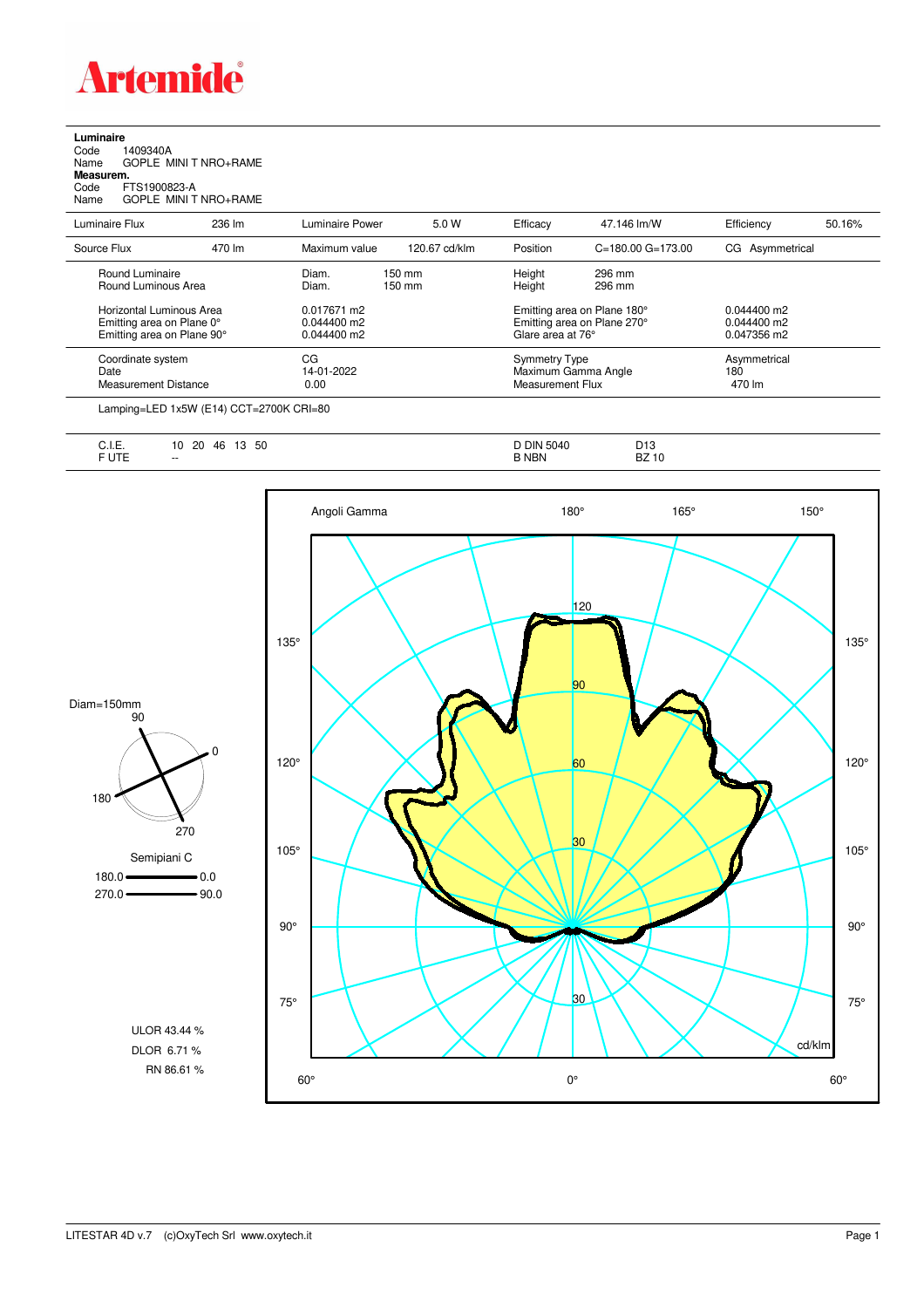# Artemide

**Luminaire**
Code 1409340A
Name GOPLE MINI T NRO+RAME
**Measurem.**
Code FTS1900823-A
Name GOPLE MINI T NRO+RAME

| Luminaire Flux | 236 lm | Luminaire Power | 5.0 W | Efficacy | 47.146 lm/W | Efficiency | 50.16% |
|---|---|---|---|---|---|---|---|
| Source Flux | 470 lm | Maximum value | 120.67 cd/klm | Position | C=180.00 G=173.00 | CG Asymmetrical | |

| | | | |
|---|---|---|---|
| Round Luminaire | Diam. 150 mm | Height | 296 mm |
| Round Luminous Area | Diam. 150 mm | Height | 296 mm |
| Horizontal Luminous Area | 0.017671 m2 | Emitting area on Plane 180° | 0.044400 m2 |
| Emitting area on Plane 0° | 0.044400 m2 | Emitting area on Plane 270° | 0.044400 m2 |
| Emitting area on Plane 90° | 0.044400 m2 | Glare area at 76° | 0.047356 m2 |

| | | | |
|---|---|---|---|
| Coordinate system | CG | Symmetry Type | Asymmetrical |
| Date | 14-01-2022 | Maximum Gamma Angle | 180 |
| Measurement Distance | 0.00 | Measurement Flux | 470 lm |

Lamping=LED 1x5W (E14) CCT=2700K CRI=80

| | | | |
|---|---|---|---|
| C.I.E. | 10 20 46 13 50 | D DIN 5040 | D13 |
| F UTE | -- | B NBN | BZ 10 |

Diam=150mm

Semipiani C
180.0 — 0.0
270.0 — 90.0

ULOR 43.44 %
DLOR 6.71 %
RN 86.61 %

Angoli Gamma — cd/klm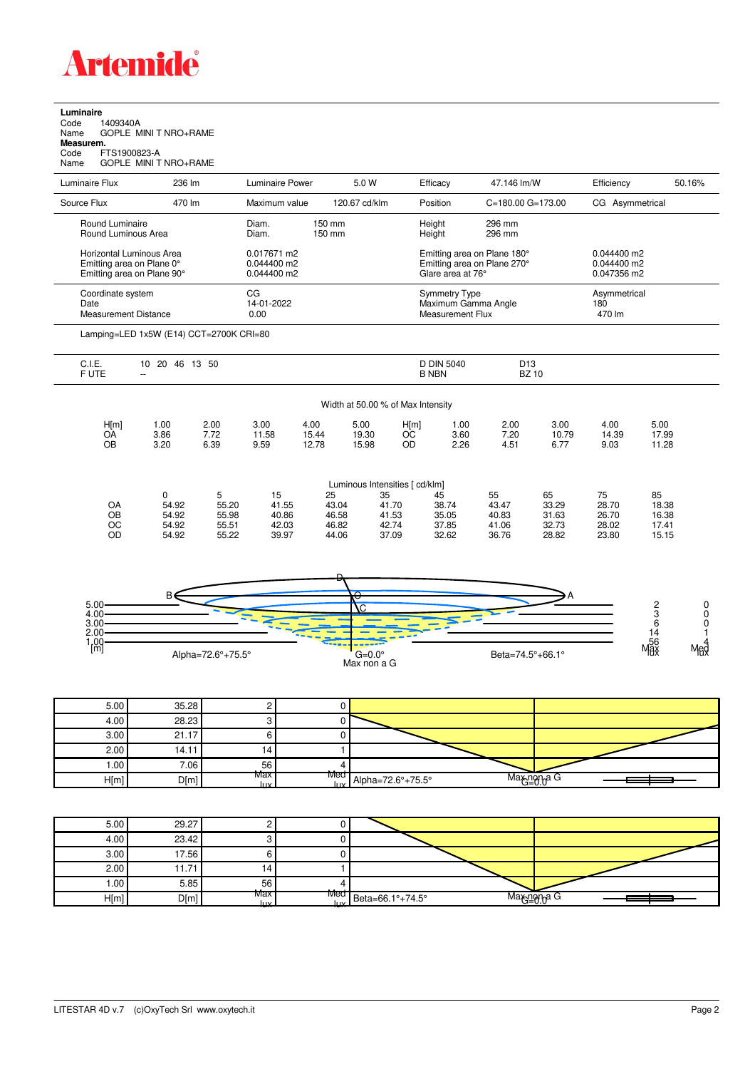**Artemide**

**Luminaire**
Code 1409340A
Name GOPLE MINI T NRO+RAME
**Measurem.**
Code FTS1900823-A
Name GOPLE MINI T NRO+RAME

| | | | | | | | |
|---|---|---|---|---|---|---|---|
| Luminaire Flux | 236 lm | Luminaire Power | 5.0 W | Efficacy | 47.146 lm/W | Efficiency | 50.16% |
| Source Flux | 470 lm | Maximum value | 120.67 cd/klm | Position | C=180.00 G=173.00 | CG | Asymmetrical |

| | | | | | |
|---|---|---|---|---|---|
| Round Luminaire | Diam. | 150 mm | Height | 296 mm | |
| Round Luminous Area | Diam. | 150 mm | Height | 296 mm | |
| Horizontal Luminous Area | 0.017671 m2 | | Emitting area on Plane 180° | | 0.044400 m2 |
| Emitting area on Plane 0° | 0.044400 m2 | | Emitting area on Plane 270° | | 0.044400 m2 |
| Emitting area on Plane 90° | 0.044400 m2 | | Glare area at 76° | | 0.047356 m2 |

| | | | |
|---|---|---|---|
| Coordinate system | CG | Symmetry Type | Asymmetrical |
| Date | 14-01-2022 | Maximum Gamma Angle | 180 |
| Measurement Distance | 0.00 | Measurement Flux | 470 lm |

Lamping=LED 1x5W (E14) CCT=2700K CRI=80

| | | | |
|---|---|---|---|
| C.I.E. | 10 20 46 13 50 | D DIN 5040 | D13 |
| F UTE | -- | B NBN | BZ 10 |

Width at 50.00 % of Max Intensity

| H[m] | 1.00 | 2.00 | 3.00 | 4.00 | 5.00 | H[m] | 1.00 | 2.00 | 3.00 | 4.00 | 5.00 |
|---|---|---|---|---|---|---|---|---|---|---|---|
| OA | 3.86 | 7.72 | 11.58 | 15.44 | 19.30 | OC | 3.60 | 7.20 | 10.79 | 14.39 | 17.99 |
| OB | 3.20 | 6.39 | 9.59 | 12.78 | 15.98 | OD | 2.26 | 4.51 | 6.77 | 9.03 | 11.28 |

Luminous Intensities [ cd/klm]

| | 0 | 5 | 15 | 25 | 35 | 45 | 55 | 65 | 75 | 85 |
|---|---|---|---|---|---|---|---|---|---|---|
| OA | 54.92 | 55.20 | 41.55 | 43.04 | 41.70 | 38.74 | 43.47 | 33.29 | 28.70 | 18.38 |
| OB | 54.92 | 55.98 | 40.86 | 46.58 | 41.53 | 35.05 | 40.83 | 31.63 | 26.70 | 16.38 |
| OC | 54.92 | 55.51 | 42.03 | 42.74 | 37.85 | 41.06 | 32.73 | 28.02 | 17.41 | |
| OD | 54.92 | 55.22 | 39.97 | 44.06 | 37.09 | 32.62 | 36.76 | 28.82 | 23.80 | 15.15 |

5.00
4.00
3.00
2.00
1.00
[m]
B D A C
Alpha=72.6°+75.5°
G=0.0°
Max non a G
Beta=74.5°+66.1°
2 3 6 14 56 Max lux
0 0 0 1 4 Med lux

| H[m] | D[m] | Max lux | Med lux |
|---|---|---|---|
| 5.00 | 35.28 | 2 | 0 |
| 4.00 | 28.23 | 3 | 0 |
| 3.00 | 21.17 | 6 | 0 |
| 2.00 | 14.11 | 14 | 1 |
| 1.00 | 7.06 | 56 | 4 |

Alpha=72.6°+75.5° Max non a G G=0.0

| H[m] | D[m] | Max lux | Med lux |
|---|---|---|---|
| 5.00 | 29.27 | 2 | 0 |
| 4.00 | 23.42 | 3 | 0 |
| 3.00 | 17.56 | 6 | 0 |
| 2.00 | 11.71 | 14 | 1 |
| 1.00 | 5.85 | 56 | 4 |

Beta=66.1°+74.5° Max non a G G=0.0

LITESTAR 4D v.7 (c)OxyTech Srl www.oxytech.it